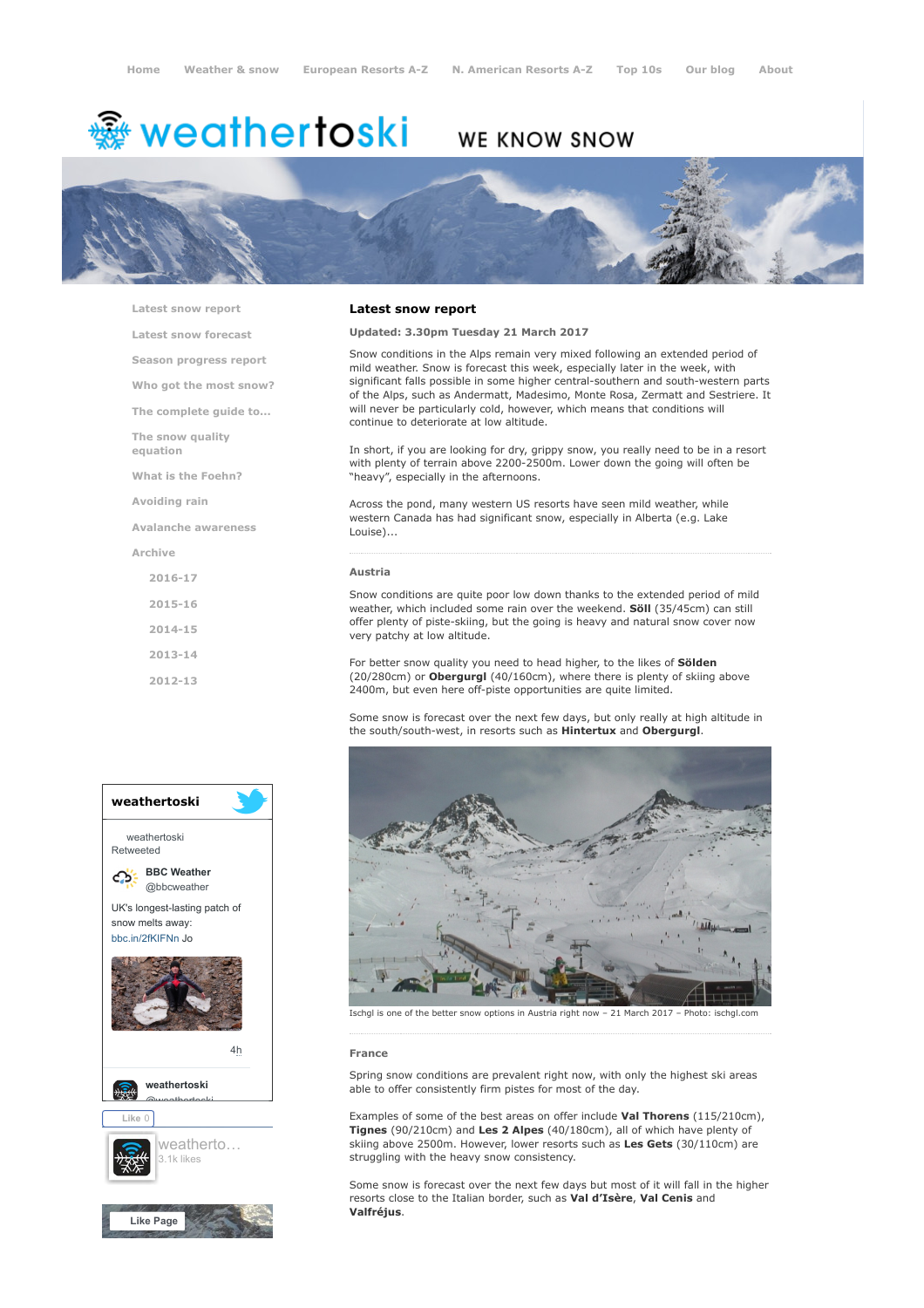Home Weather & snow European Resorts A-Z N. American Resorts A-Z Top 10s Our blog About

# weathertoski

WE KNOW SNOW

- Latest snow report
- Latest snow forecast
- Season progress report
- Who got the most snow?
- The complete guide to...
- The snow quality equation
- What is the Foehn?
- Avoiding rain
- Avalanche awareness
- Archive
  - 2016-17
  - 2015-16
  - 2014-15
  - 2013-14
  - 2012-13

## Latest snow report

**Updated: 3.30pm Tuesday 21 March 2017**

Snow conditions in the Alps remain very mixed following an extended period of mild weather. Snow is forecast this week, especially later in the week, with significant falls possible in some higher central-southern and south-western parts of the Alps, such as Andermatt, Madesimo, Monte Rosa, Zermatt and Sestriere. It will never be particularly cold, however, which means that conditions will continue to deteriorate at low altitude.

In short, if you are looking for dry, grippy snow, you really need to be in a resort with plenty of terrain above 2200-2500m. Lower down the going will often be "heavy", especially in the afternoons.

Across the pond, many western US resorts have seen mild weather, while western Canada has had significant snow, especially in Alberta (e.g. Lake Louise)...

### Austria

Snow conditions are quite poor low down thanks to the extended period of mild weather, which included some rain over the weekend. **Söll** (35/45cm) can still offer plenty of piste-skiing, but the going is heavy and natural snow cover now very patchy at low altitude.

For better snow quality you need to head higher, to the likes of **Sölden** (20/280cm) or **Obergurgl** (40/160cm), where there is plenty of skiing above 2400m, but even here off-piste opportunities are quite limited.

Some snow is forecast over the next few days, but only really at high altitude in the south/south-west, in resorts such as **Hintertux** and **Obergurgl**.

Ischgl is one of the better snow options in Austria right now – 21 March 2017 – Photo: ischgl.com

### France

Spring snow conditions are prevalent right now, with only the highest ski areas able to offer consistently firm pistes for most of the day.

Examples of some of the best areas on offer include **Val Thorens** (115/210cm), **Tignes** (90/210cm) and **Les 2 Alpes** (40/180cm), all of which have plenty of skiing above 2500m. However, lower resorts such as **Les Gets** (30/110cm) are struggling with the heavy snow consistency.

Some snow is forecast over the next few days but most of it will fall in the higher resorts close to the Italian border, such as **Val d'Isère**, **Val Cenis** and **Valfréjus**.

**weathertoski**

weathertoski Retweeted

**BBC Weather** @bbcweather

UK's longest-lasting patch of snow melts away: bbc.in/2fKIFNn Jo

4h

**weathertoski** @weathertoski

Like 0

weatherto... 3.1k likes

Like Page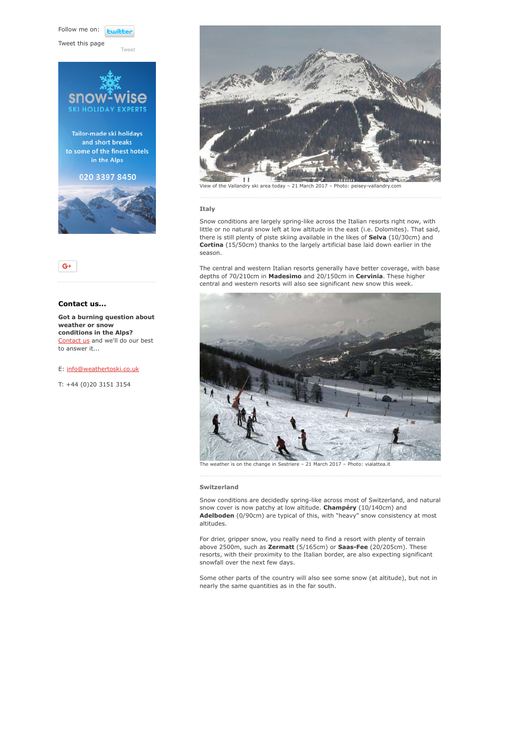Follow me on: twitter

Tweet this page

Tweet

snow-wise

SKI HOLIDAY EXPERTS

Tailor-made ski holidays and short breaks to some of the finest hotels in the Alps

020 3397 8450

G+

### Contact us...

**Got a burning question about weather or snow conditions in the Alps?** Contact us and we'll do our best to answer it...

E: info@weathertoski.co.uk

T: +44 (0)20 3151 3154

View of the Vallandry ski area today – 21 March 2017 – Photo: peisey-vallandry.com

### Italy

Snow conditions are largely spring-like across the Italian resorts right now, with little or no natural snow left at low altitude in the east (i.e. Dolomites). That said, there is still plenty of piste skiing available in the likes of **Selva** (10/30cm) and **Cortina** (15/50cm) thanks to the largely artificial base laid down earlier in the season.

The central and western Italian resorts generally have better coverage, with base depths of 70/210cm in **Madesimo** and 20/150cm in **Cervinia**. These higher central and western resorts will also see significant new snow this week.

The weather is on the change in Sestriere – 21 March 2017 – Photo: vialattea.it

### Switzerland

Snow conditions are decidedly spring-like across most of Switzerland, and natural snow cover is now patchy at low altitude. **Champéry** (10/140cm) and **Adelboden** (0/90cm) are typical of this, with "heavy" snow consistency at most altitudes.

For drier, gripper snow, you really need to find a resort with plenty of terrain above 2500m, such as **Zermatt** (5/165cm) or **Saas-Fee** (20/205cm). These resorts, with their proximity to the Italian border, are also expecting significant snowfall over the next few days.

Some other parts of the country will also see some snow (at altitude), but not in nearly the same quantities as in the far south.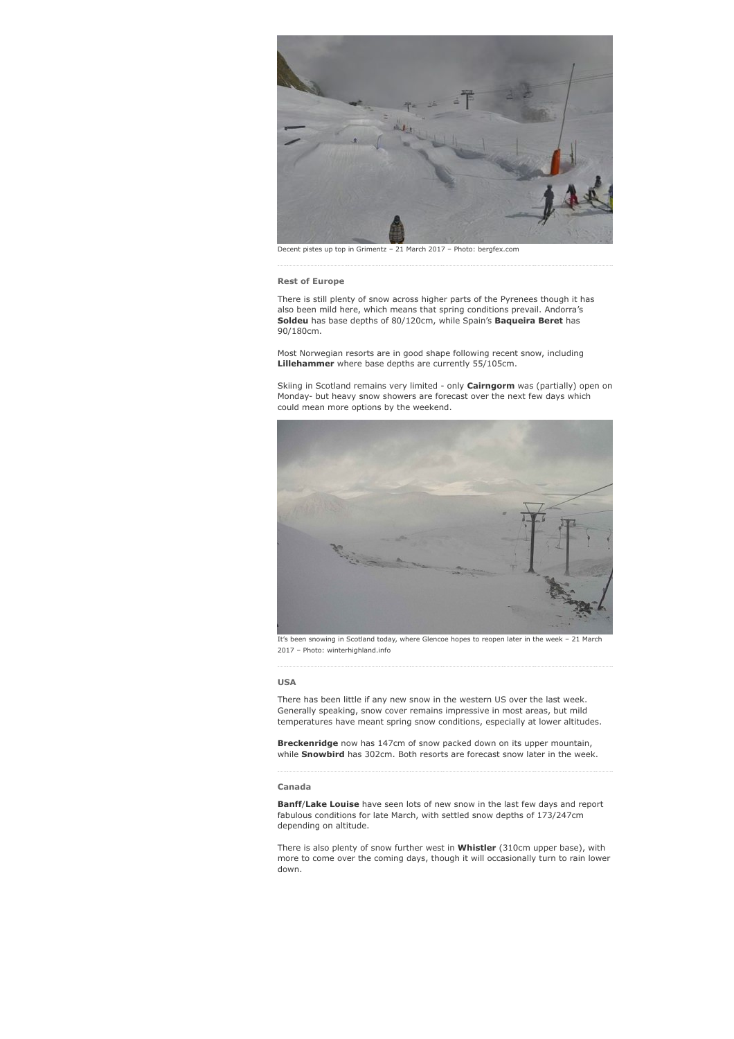Decent pistes up top in Grimentz – 21 March 2017 – Photo: bergfex.com

### Rest of Europe

There is still plenty of snow across higher parts of the Pyrenees though it has also been mild here, which means that spring conditions prevail. Andorra's **Soldeu** has base depths of 80/120cm, while Spain's **Baqueira Beret** has 90/180cm.

Most Norwegian resorts are in good shape following recent snow, including **Lillehammer** where base depths are currently 55/105cm.

Skiing in Scotland remains very limited - only **Cairngorm** was (partially) open on Monday- but heavy snow showers are forecast over the next few days which could mean more options by the weekend.

It's been snowing in Scotland today, where Glencoe hopes to reopen later in the week – 21 March 2017 – Photo: winterhighland.info

### USA

There has been little if any new snow in the western US over the last week. Generally speaking, snow cover remains impressive in most areas, but mild temperatures have meant spring snow conditions, especially at lower altitudes.

**Breckenridge** now has 147cm of snow packed down on its upper mountain, while **Snowbird** has 302cm. Both resorts are forecast snow later in the week.

### Canada

**Banff**/**Lake Louise** have seen lots of new snow in the last few days and report fabulous conditions for late March, with settled snow depths of 173/247cm depending on altitude.

There is also plenty of snow further west in **Whistler** (310cm upper base), with more to come over the coming days, though it will occasionally turn to rain lower down.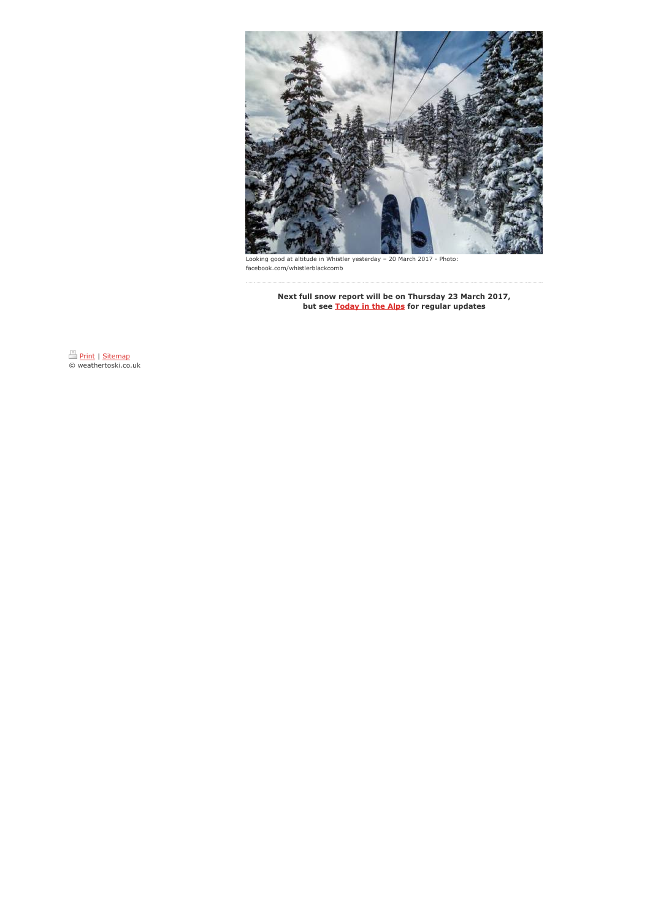Looking good at altitude in Whistler yesterday – 20 March 2017 - Photo: facebook.com/whistlerblackcomb

---

**Next full snow report will be on Thursday 23 March 2017, but see Today in the Alps for regular updates**

Print | Sitemap
© weathertoski.co.uk